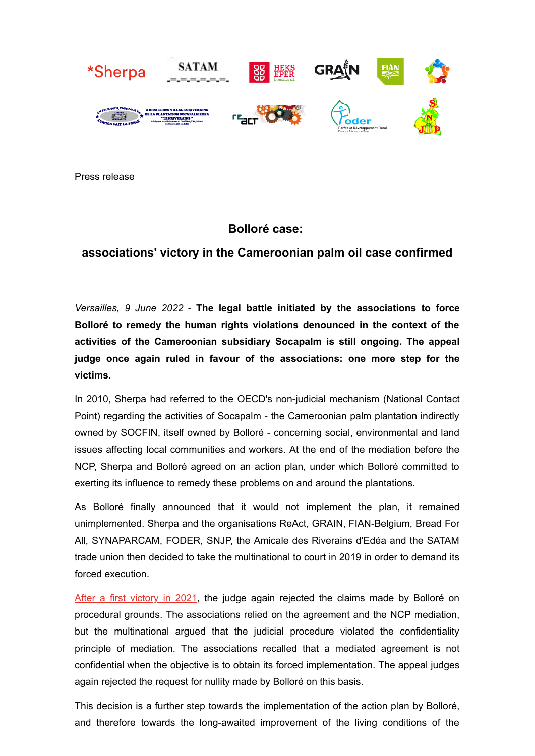Press release

## Bolloré case:

## associations' victory in the Cameroonian palm oil case confirmed

*Versailles, 9 June 2022* - **The legal battle initiated by the associations to force Bolloré to remedy the human rights violations denounced in the context of the activities of the Cameroonian subsidiary Socapalm is still ongoing. The appeal judge once again ruled in favour of the associations: one more step for the victims.**

In 2010, Sherpa had referred to the OECD's non-judicial mechanism (National Contact Point) regarding the activities of Socapalm - the Cameroonian palm plantation indirectly owned by SOCFIN, itself owned by Bolloré - concerning social, environmental and land issues affecting local communities and workers. At the end of the mediation before the NCP, Sherpa and Bolloré agreed on an action plan, under which Bolloré committed to exerting its influence to remedy these problems on and around the plantations.

As Bolloré finally announced that it would not implement the plan, it remained unimplemented. Sherpa and the organisations ReAct, GRAIN, FIAN-Belgium, Bread For All, SYNAPARCAM, FODER, SNJP, the Amicale des Riverains d'Edéa and the SATAM trade union then decided to take the multinational to court in 2019 in order to demand its forced execution.

After a first victory in 2021, the judge again rejected the claims made by Bolloré on procedural grounds. The associations relied on the agreement and the NCP mediation, but the multinational argued that the judicial procedure violated the confidentiality principle of mediation. The associations recalled that a mediated agreement is not confidential when the objective is to obtain its forced implementation. The appeal judges again rejected the request for nullity made by Bolloré on this basis.

This decision is a further step towards the implementation of the action plan by Bolloré, and therefore towards the long-awaited improvement of the living conditions of the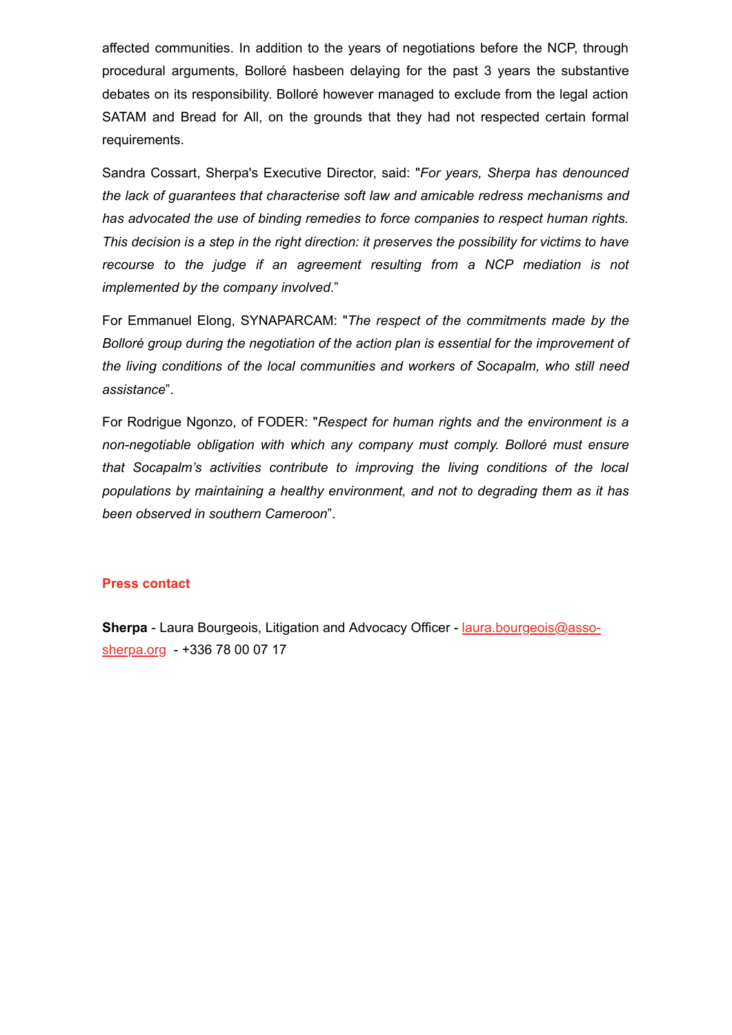affected communities. In addition to the years of negotiations before the NCP, through procedural arguments, Bolloré hasbeen delaying for the past 3 years the substantive debates on its responsibility. Bolloré however managed to exclude from the legal action SATAM and Bread for All, on the grounds that they had not respected certain formal requirements.

Sandra Cossart, Sherpa's Executive Director, said: "*For years, Sherpa has denounced the lack of guarantees that characterise soft law and amicable redress mechanisms and has advocated the use of binding remedies to force companies to respect human rights. This decision is a step in the right direction: it preserves the possibility for victims to have recourse to the judge if an agreement resulting from a NCP mediation is not implemented by the company involved*."

For Emmanuel Elong, SYNAPARCAM: "*The respect of the commitments made by the Bolloré group during the negotiation of the action plan is essential for the improvement of the living conditions of the local communities and workers of Socapalm, who still need assistance*".

For Rodrigue Ngonzo, of FODER: "*Respect for human rights and the environment is a non-negotiable obligation with which any company must comply. Bolloré must ensure that Socapalm's activities contribute to improving the living conditions of the local populations by maintaining a healthy environment, and not to degrading them as it has been observed in southern Cameroon*".

**Press contact**

**Sherpa** - Laura Bourgeois, Litigation and Advocacy Officer - laura.bourgeois@asso-sherpa.org - +336 78 00 07 17